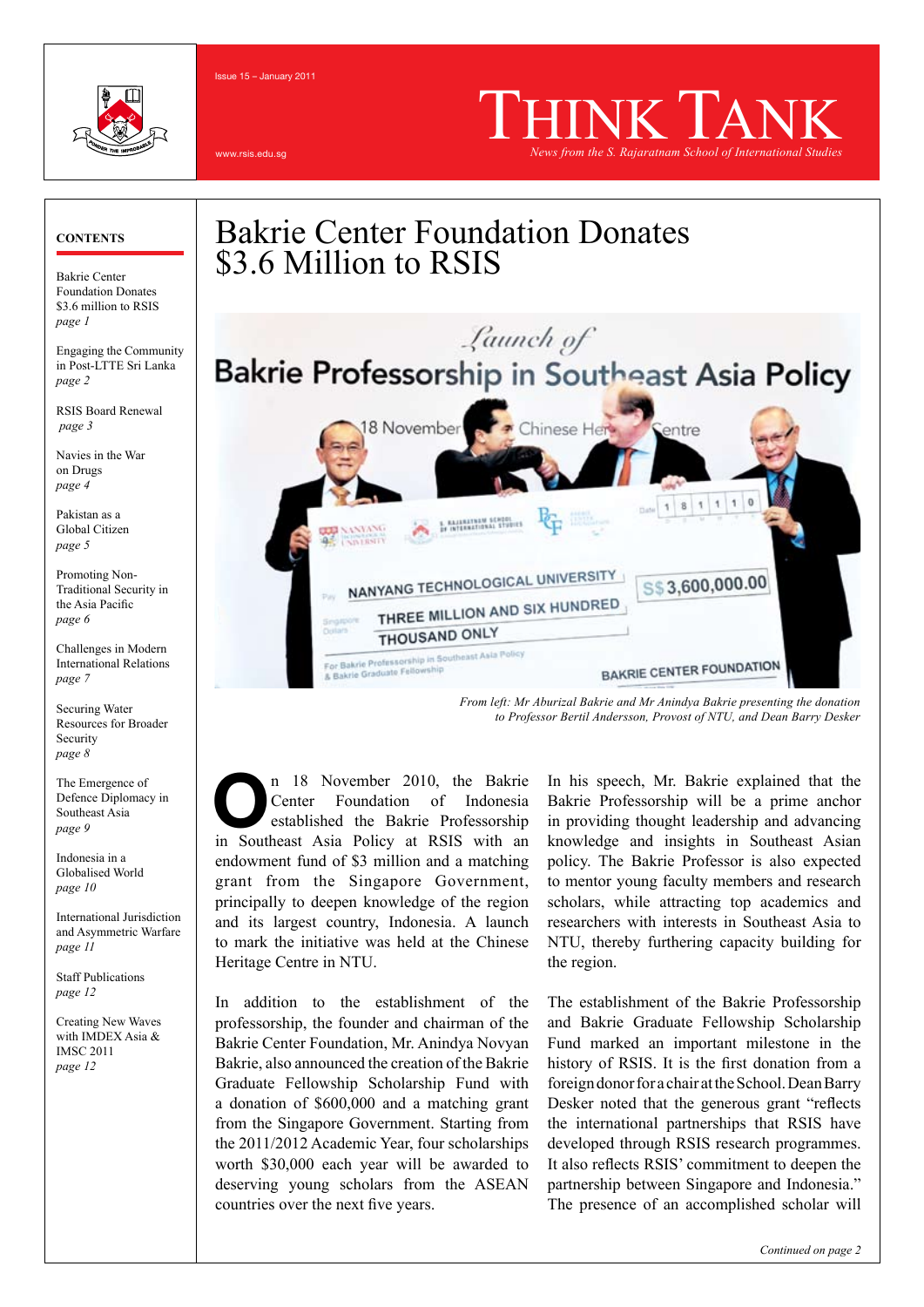Issue 15 – January 2011

www.rsis.edu.sg

# THINK TANK

*News from the S. Rajaratnam School of International Studies*

**CONTENTS**

- Bakrie Center Foundation Donates $3.6 million to RSIS *page 1*
- Engaging the Community in Post-LTTE Sri Lanka *page 2*
- RSIS Board Renewal *page 3*
- Navies in the War on Drugs *page 4*
- Pakistan as a Global Citizen *page 5*
- Promoting Non-Traditional Security in the Asia Pacific *page 6*
- Challenges in Modern International Relations *page 7*
- Securing Water Resources for Broader Security *page 8*
- The Emergence of Defence Diplomacy in Southeast Asia *page 9*
- Indonesia in a Globalised World *page 10*
- International Jurisdiction and Asymmetric Warfare *page 11*
- Staff Publications *page 12*
- Creating New Waves with IMDEX Asia & IMSC 2011 *page 12*

## Bakrie Center Foundation Donates $3.6 Million to RSIS

*From left: Mr Aburizal Bakrie and Mr Anindya Bakrie presenting the donation to Professor Bertil Andersson, Provost of NTU, and Dean Barry Desker*

On 18 November 2010, the Bakrie Center Foundation of Indonesia established the Bakrie Professorship in Southeast Asia Policy at RSIS with an endowment fund of $3 million and a matching grant from the Singapore Government, principally to deepen knowledge of the region and its largest country, Indonesia. A launch to mark the initiative was held at the Chinese Heritage Centre in NTU.

In addition to the establishment of the professorship, the founder and chairman of the Bakrie Center Foundation, Mr. Anindya Novyan Bakrie, also announced the creation of the Bakrie Graduate Fellowship Scholarship Fund with a donation of $600,000 and a matching grant from the Singapore Government. Starting from the 2011/2012 Academic Year, four scholarships worth $30,000 each year will be awarded to deserving young scholars from the ASEAN countries over the next five years.

In his speech, Mr. Bakrie explained that the Bakrie Professorship will be a prime anchor in providing thought leadership and advancing knowledge and insights in Southeast Asian policy. The Bakrie Professor is also expected to mentor young faculty members and research scholars, while attracting top academics and researchers with interests in Southeast Asia to NTU, thereby furthering capacity building for the region.

The establishment of the Bakrie Professorship and Bakrie Graduate Fellowship Scholarship Fund marked an important milestone in the history of RSIS. It is the first donation from a foreign donor for a chair at the School. Dean Barry Desker noted that the generous grant "reflects the international partnerships that RSIS have developed through RSIS research programmes. It also reflects RSIS' commitment to deepen the partnership between Singapore and Indonesia." The presence of an accomplished scholar will

*Continued on page 2*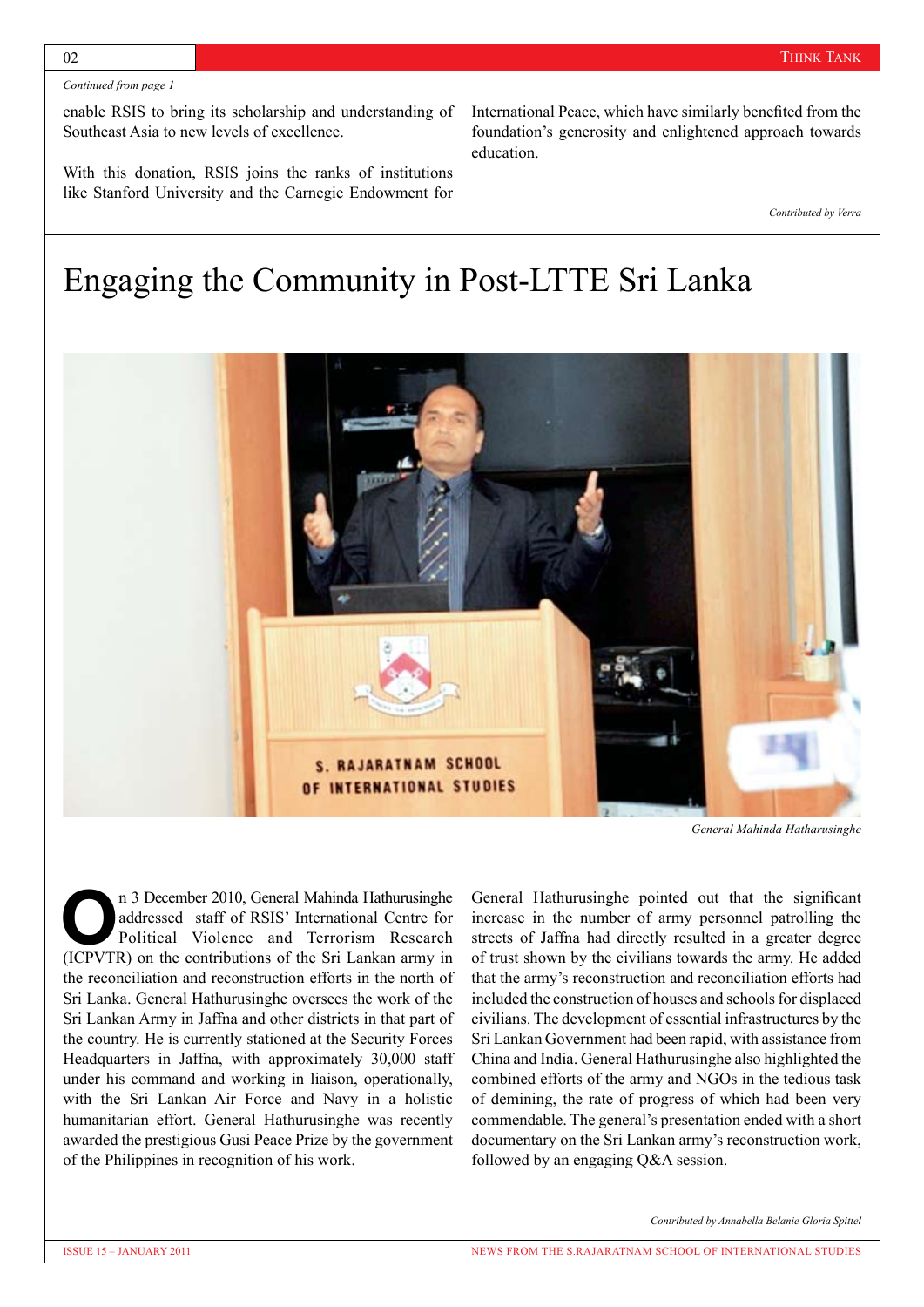*Continued from page 1*

enable RSIS to bring its scholarship and understanding of Southeast Asia to new levels of excellence.

With this donation, RSIS joins the ranks of institutions like Stanford University and the Carnegie Endowment for International Peace, which have similarly benefited from the foundation's generosity and enlightened approach towards education.

*Contributed by Verra*

# Engaging the Community in Post-LTTE Sri Lanka

*General Mahinda Hathurusinghe*

On 3 December 2010, General Mahinda Hathurusinghe addressed staff of RSIS' International Centre for Political Violence and Terrorism Research (ICPVTR) on the contributions of the Sri Lankan army in the reconciliation and reconstruction efforts in the north of Sri Lanka. General Hathurusinghe oversees the work of the Sri Lankan Army in Jaffna and other districts in that part of the country. He is currently stationed at the Security Forces Headquarters in Jaffna, with approximately 30,000 staff under his command and working in liaison, operationally, with the Sri Lankan Air Force and Navy in a holistic humanitarian effort. General Hathurusinghe was recently awarded the prestigious Gusi Peace Prize by the government of the Philippines in recognition of his work.

General Hathurusinghe pointed out that the significant increase in the number of army personnel patrolling the streets of Jaffna had directly resulted in a greater degree of trust shown by the civilians towards the army. He added that the army's reconstruction and reconciliation efforts had included the construction of houses and schools for displaced civilians. The development of essential infrastructures by the Sri Lankan Government had been rapid, with assistance from China and India. General Hathurusinghe also highlighted the combined efforts of the army and NGOs in the tedious task of demining, the rate of progress of which had been very commendable. The general's presentation ended with a short documentary on the Sri Lankan army's reconstruction work, followed by an engaging Q&A session.

*Contributed by Annabella Belanie Gloria Spittel*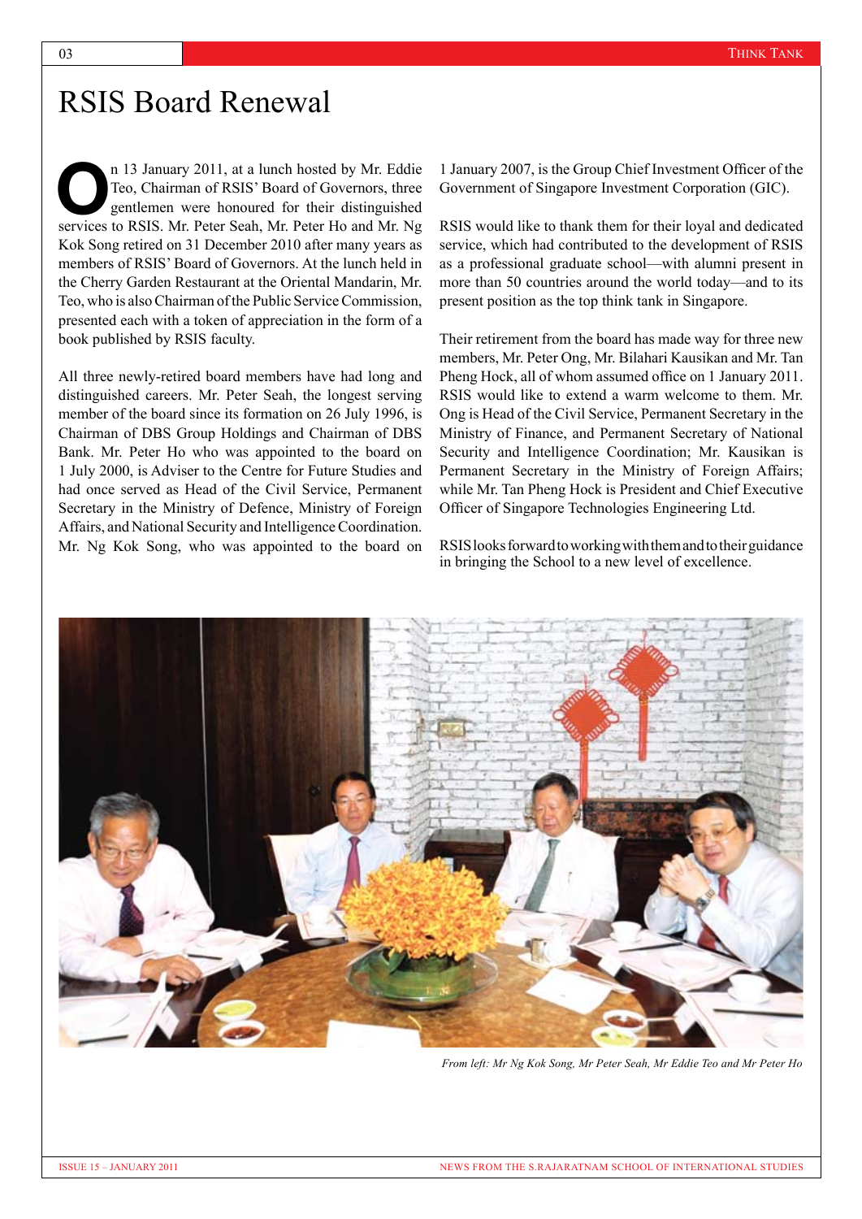# RSIS Board Renewal

On 13 January 2011, at a lunch hosted by Mr. Eddie Teo, Chairman of RSIS' Board of Governors, three gentlemen were honoured for their distinguished services to RSIS. Mr. Peter Seah, Mr. Peter Ho and Mr. Ng Kok Song retired on 31 December 2010 after many years as members of RSIS' Board of Governors. At the lunch held in the Cherry Garden Restaurant at the Oriental Mandarin, Mr. Teo, who is also Chairman of the Public Service Commission, presented each with a token of appreciation in the form of a book published by RSIS faculty.

All three newly-retired board members have had long and distinguished careers. Mr. Peter Seah, the longest serving member of the board since its formation on 26 July 1996, is Chairman of DBS Group Holdings and Chairman of DBS Bank. Mr. Peter Ho who was appointed to the board on 1 July 2000, is Adviser to the Centre for Future Studies and had once served as Head of the Civil Service, Permanent Secretary in the Ministry of Defence, Ministry of Foreign Affairs, and National Security and Intelligence Coordination. Mr. Ng Kok Song, who was appointed to the board on 1 January 2007, is the Group Chief Investment Officer of the Government of Singapore Investment Corporation (GIC).

RSIS would like to thank them for their loyal and dedicated service, which had contributed to the development of RSIS as a professional graduate school—with alumni present in more than 50 countries around the world today—and to its present position as the top think tank in Singapore.

Their retirement from the board has made way for three new members, Mr. Peter Ong, Mr. Bilahari Kausikan and Mr. Tan Pheng Hock, all of whom assumed office on 1 January 2011. RSIS would like to extend a warm welcome to them. Mr. Ong is Head of the Civil Service, Permanent Secretary in the Ministry of Finance, and Permanent Secretary of National Security and Intelligence Coordination; Mr. Kausikan is Permanent Secretary in the Ministry of Foreign Affairs; while Mr. Tan Pheng Hock is President and Chief Executive Officer of Singapore Technologies Engineering Ltd.

RSIS looks forward to working with them and to their guidance in bringing the School to a new level of excellence.

*From left: Mr Ng Kok Song, Mr Peter Seah, Mr Eddie Teo and Mr Peter Ho*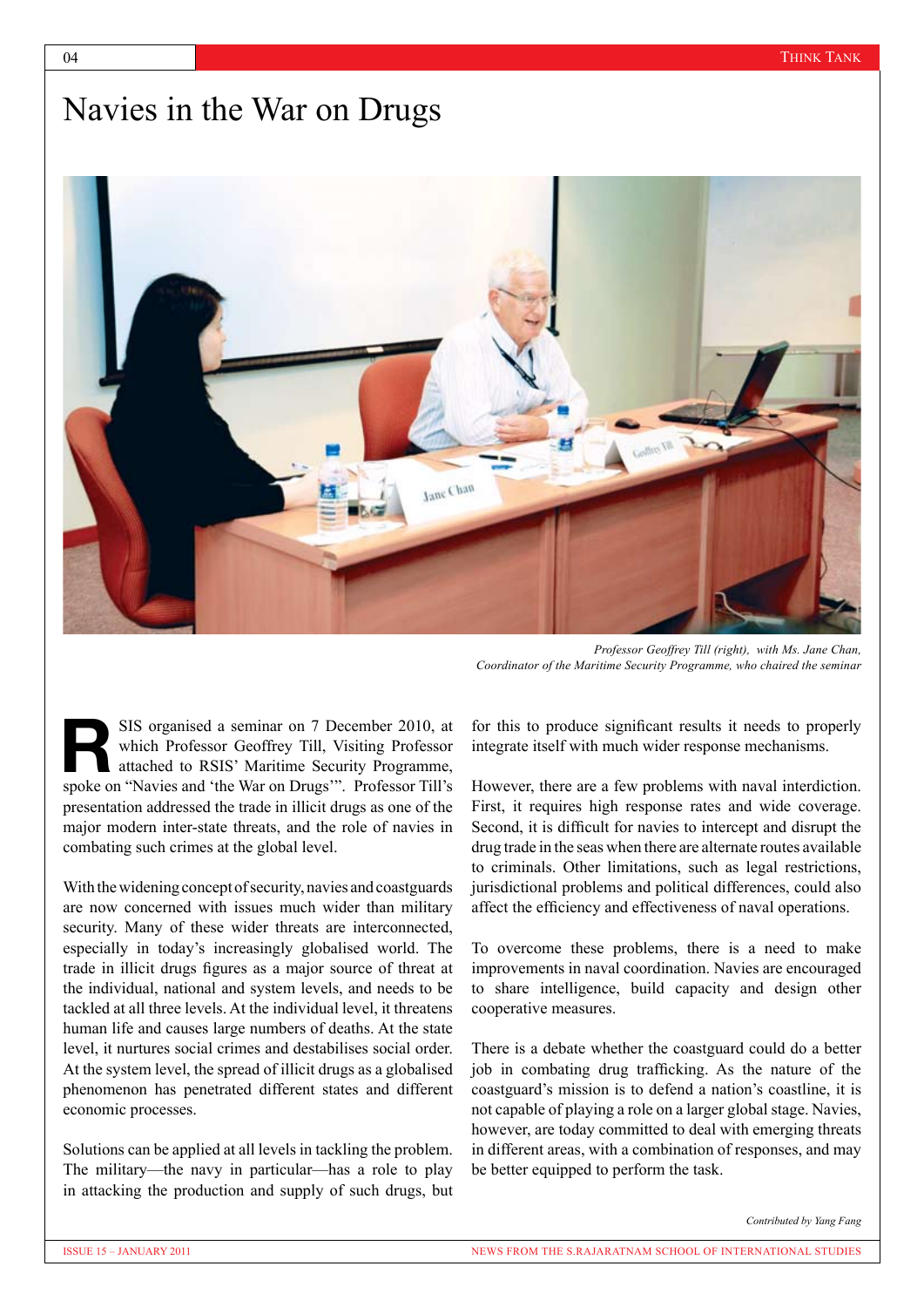# Navies in the War on Drugs

*Professor Geoffrey Till (right), with Ms. Jane Chan, Coordinator of the Maritime Security Programme, who chaired the seminar*

RSIS organised a seminar on 7 December 2010, at which Professor Geoffrey Till, Visiting Professor attached to RSIS' Maritime Security Programme, spoke on "Navies and 'the War on Drugs'". Professor Till's presentation addressed the trade in illicit drugs as one of the major modern inter-state threats, and the role of navies in combating such crimes at the global level.

With the widening concept of security, navies and coastguards are now concerned with issues much wider than military security. Many of these wider threats are interconnected, especially in today's increasingly globalised world. The trade in illicit drugs figures as a major source of threat at the individual, national and system levels, and needs to be tackled at all three levels. At the individual level, it threatens human life and causes large numbers of deaths. At the state level, it nurtures social crimes and destabilises social order. At the system level, the spread of illicit drugs as a globalised phenomenon has penetrated different states and different economic processes.

Solutions can be applied at all levels in tackling the problem. The military—the navy in particular—has a role to play in attacking the production and supply of such drugs, but for this to produce significant results it needs to properly integrate itself with much wider response mechanisms.

However, there are a few problems with naval interdiction. First, it requires high response rates and wide coverage. Second, it is difficult for navies to intercept and disrupt the drug trade in the seas when there are alternate routes available to criminals. Other limitations, such as legal restrictions, jurisdictional problems and political differences, could also affect the efficiency and effectiveness of naval operations.

To overcome these problems, there is a need to make improvements in naval coordination. Navies are encouraged to share intelligence, build capacity and design other cooperative measures.

There is a debate whether the coastguard could do a better job in combating drug trafficking. As the nature of the coastguard's mission is to defend a nation's coastline, it is not capable of playing a role on a larger global stage. Navies, however, are today committed to deal with emerging threats in different areas, with a combination of responses, and may be better equipped to perform the task.

*Contributed by Yang Fang*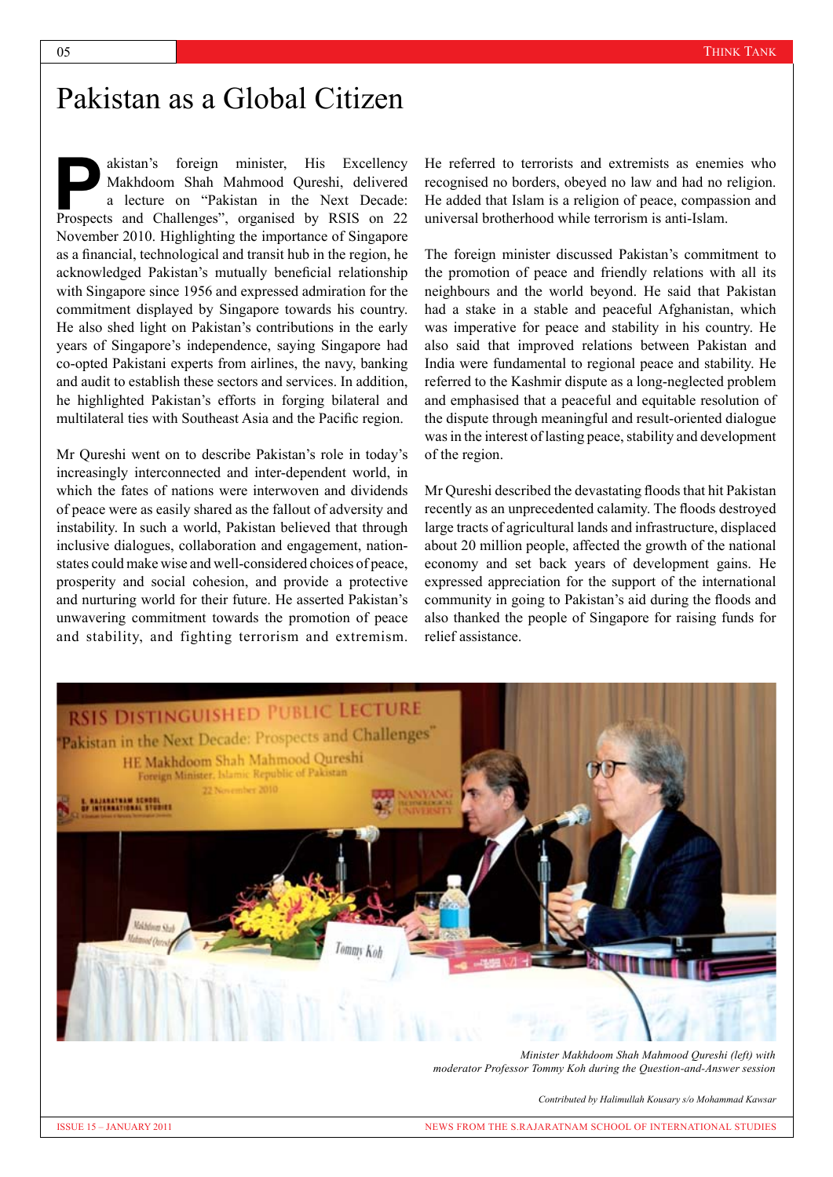# Pakistan as a Global Citizen

Pakistan's foreign minister, His Excellency Makhdoom Shah Mahmood Qureshi, delivered a lecture on "Pakistan in the Next Decade: Prospects and Challenges", organised by RSIS on 22 November 2010. Highlighting the importance of Singapore as a financial, technological and transit hub in the region, he acknowledged Pakistan's mutually beneficial relationship with Singapore since 1956 and expressed admiration for the commitment displayed by Singapore towards his country. He also shed light on Pakistan's contributions in the early years of Singapore's independence, saying Singapore had co-opted Pakistani experts from airlines, the navy, banking and audit to establish these sectors and services. In addition, he highlighted Pakistan's efforts in forging bilateral and multilateral ties with Southeast Asia and the Pacific region.

Mr Qureshi went on to describe Pakistan's role in today's increasingly interconnected and inter-dependent world, in which the fates of nations were interwoven and dividends of peace were as easily shared as the fallout of adversity and instability. In such a world, Pakistan believed that through inclusive dialogues, collaboration and engagement, nation-states could make wise and well-considered choices of peace, prosperity and social cohesion, and provide a protective and nurturing world for their future. He asserted Pakistan's unwavering commitment towards the promotion of peace and stability, and fighting terrorism and extremism. He referred to terrorists and extremists as enemies who recognised no borders, obeyed no law and had no religion. He added that Islam is a religion of peace, compassion and universal brotherhood while terrorism is anti-Islam.

The foreign minister discussed Pakistan's commitment to the promotion of peace and friendly relations with all its neighbours and the world beyond. He said that Pakistan had a stake in a stable and peaceful Afghanistan, which was imperative for peace and stability in his country. He also said that improved relations between Pakistan and India were fundamental to regional peace and stability. He referred to the Kashmir dispute as a long-neglected problem and emphasised that a peaceful and equitable resolution of the dispute through meaningful and result-oriented dialogue was in the interest of lasting peace, stability and development of the region.

Mr Qureshi described the devastating floods that hit Pakistan recently as an unprecedented calamity. The floods destroyed large tracts of agricultural lands and infrastructure, displaced about 20 million people, affected the growth of the national economy and set back years of development gains. He expressed appreciation for the support of the international community in going to Pakistan's aid during the floods and also thanked the people of Singapore for raising funds for relief assistance.

*Minister Makhdoom Shah Mahmood Qureshi (left) with moderator Professor Tommy Koh during the Question-and-Answer session*

*Contributed by Halimullah Kousary s/o Mohammad Kawsar*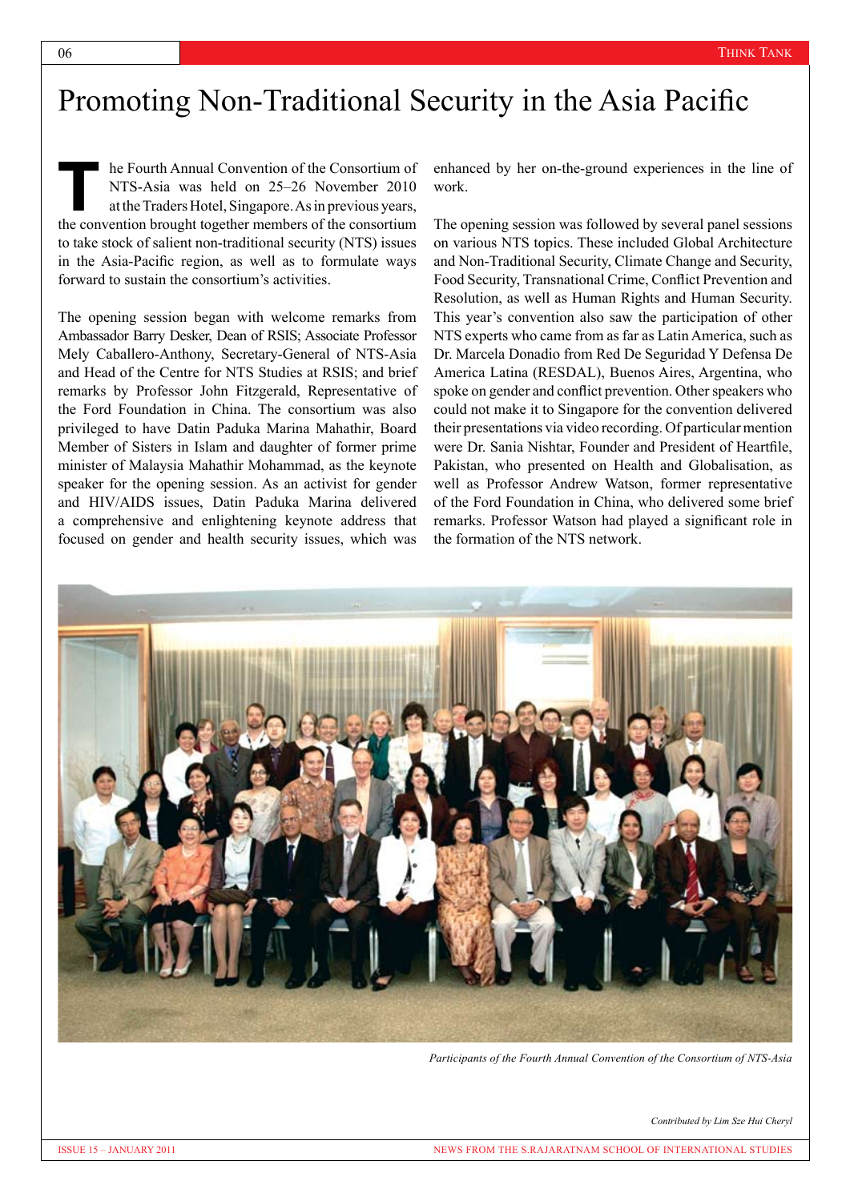# Promoting Non-Traditional Security in the Asia Pacific

The Fourth Annual Convention of the Consortium of NTS-Asia was held on 25–26 November 2010 at the Traders Hotel, Singapore. As in previous years, the convention brought together members of the consortium to take stock of salient non-traditional security (NTS) issues in the Asia-Pacific region, as well as to formulate ways forward to sustain the consortium's activities.

The opening session began with welcome remarks from Ambassador Barry Desker, Dean of RSIS; Associate Professor Mely Caballero-Anthony, Secretary-General of NTS-Asia and Head of the Centre for NTS Studies at RSIS; and brief remarks by Professor John Fitzgerald, Representative of the Ford Foundation in China. The consortium was also privileged to have Datin Paduka Marina Mahathir, Board Member of Sisters in Islam and daughter of former prime minister of Malaysia Mahathir Mohammad, as the keynote speaker for the opening session. As an activist for gender and HIV/AIDS issues, Datin Paduka Marina delivered a comprehensive and enlightening keynote address that focused on gender and health security issues, which was enhanced by her on-the-ground experiences in the line of work.

The opening session was followed by several panel sessions on various NTS topics. These included Global Architecture and Non-Traditional Security, Climate Change and Security, Food Security, Transnational Crime, Conflict Prevention and Resolution, as well as Human Rights and Human Security. This year's convention also saw the participation of other NTS experts who came from as far as Latin America, such as Dr. Marcela Donadio from Red De Seguridad Y Defensa De America Latina (RESDAL), Buenos Aires, Argentina, who spoke on gender and conflict prevention. Other speakers who could not make it to Singapore for the convention delivered their presentations via video recording. Of particular mention were Dr. Sania Nishtar, Founder and President of Heartfile, Pakistan, who presented on Health and Globalisation, as well as Professor Andrew Watson, former representative of the Ford Foundation in China, who delivered some brief remarks. Professor Watson had played a significant role in the formation of the NTS network.

*Participants of the Fourth Annual Convention of the Consortium of NTS-Asia*

*Contributed by Lim Sze Hui Cheryl*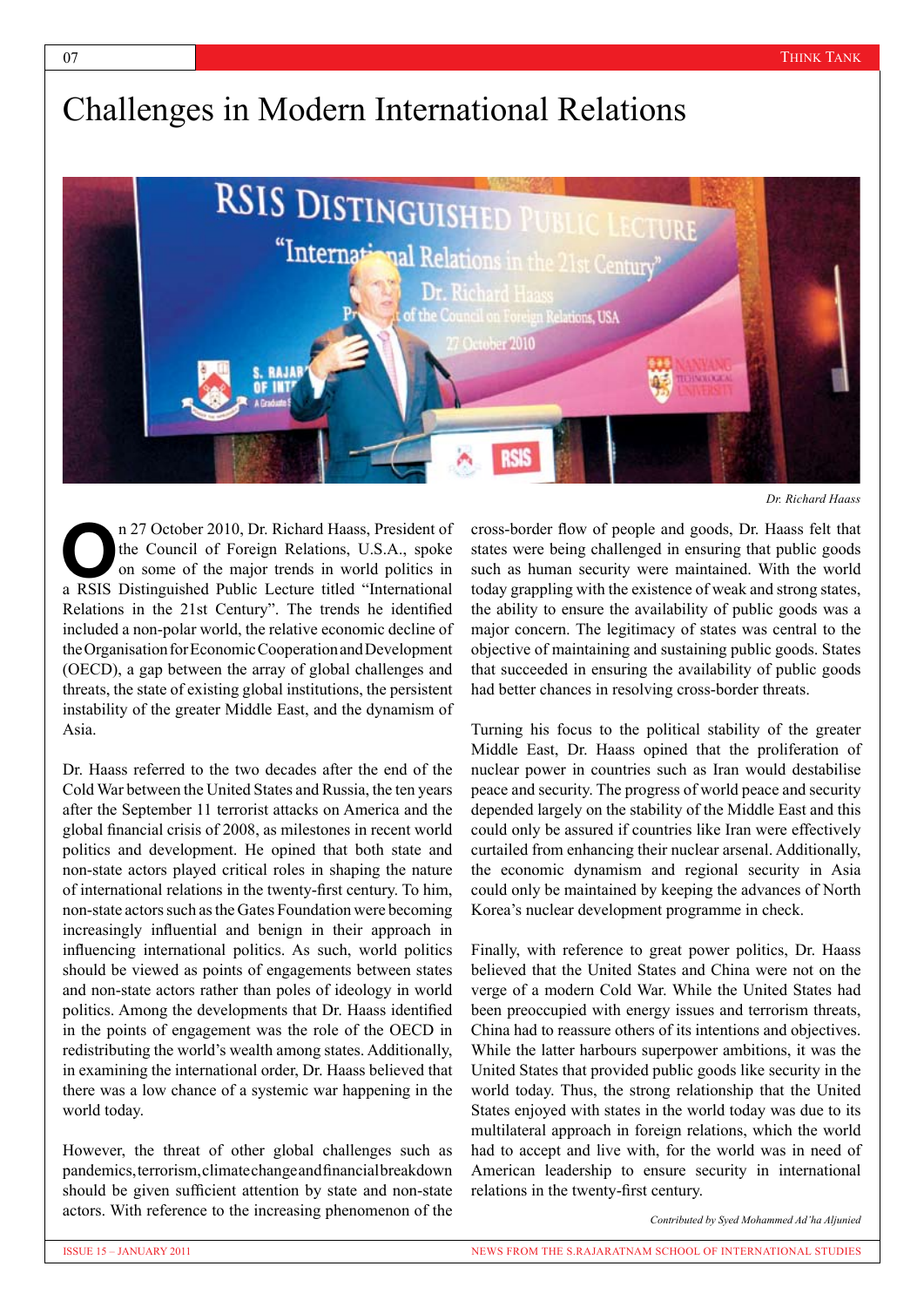# Challenges in Modern International Relations

*Dr. Richard Haass*

On 27 October 2010, Dr. Richard Haass, President of the Council of Foreign Relations, U.S.A., spoke on some of the major trends in world politics in a RSIS Distinguished Public Lecture titled "International Relations in the 21st Century". The trends he identified included a non-polar world, the relative economic decline of the Organisation for Economic Cooperation and Development (OECD), a gap between the array of global challenges and threats, the state of existing global institutions, the persistent instability of the greater Middle East, and the dynamism of Asia.

Dr. Haass referred to the two decades after the end of the Cold War between the United States and Russia, the ten years after the September 11 terrorist attacks on America and the global financial crisis of 2008, as milestones in recent world politics and development. He opined that both state and non-state actors played critical roles in shaping the nature of international relations in the twenty-first century. To him, non-state actors such as the Gates Foundation were becoming increasingly influential and benign in their approach in influencing international politics. As such, world politics should be viewed as points of engagements between states and non-state actors rather than poles of ideology in world politics. Among the developments that Dr. Haass identified in the points of engagement was the role of the OECD in redistributing the world's wealth among states. Additionally, in examining the international order, Dr. Haass believed that there was a low chance of a systemic war happening in the world today.

However, the threat of other global challenges such as pandemics, terrorism, climate change and financial breakdown should be given sufficient attention by state and non-state actors. With reference to the increasing phenomenon of the cross-border flow of people and goods, Dr. Haass felt that states were being challenged in ensuring that public goods such as human security were maintained. With the world today grappling with the existence of weak and strong states, the ability to ensure the availability of public goods was a major concern. The legitimacy of states was central to the objective of maintaining and sustaining public goods. States that succeeded in ensuring the availability of public goods had better chances in resolving cross-border threats.

Turning his focus to the political stability of the greater Middle East, Dr. Haass opined that the proliferation of nuclear power in countries such as Iran would destabilise peace and security. The progress of world peace and security depended largely on the stability of the Middle East and this could only be assured if countries like Iran were effectively curtailed from enhancing their nuclear arsenal. Additionally, the economic dynamism and regional security in Asia could only be maintained by keeping the advances of North Korea's nuclear development programme in check.

Finally, with reference to great power politics, Dr. Haass believed that the United States and China were not on the verge of a modern Cold War. While the United States had been preoccupied with energy issues and terrorism threats, China had to reassure others of its intentions and objectives. While the latter harbours superpower ambitions, it was the United States that provided public goods like security in the world today. Thus, the strong relationship that the United States enjoyed with states in the world today was due to its multilateral approach in foreign relations, which the world had to accept and live with, for the world was in need of American leadership to ensure security in international relations in the twenty-first century.

*Contributed by Syed Mohammed Ad'ha Aljunied*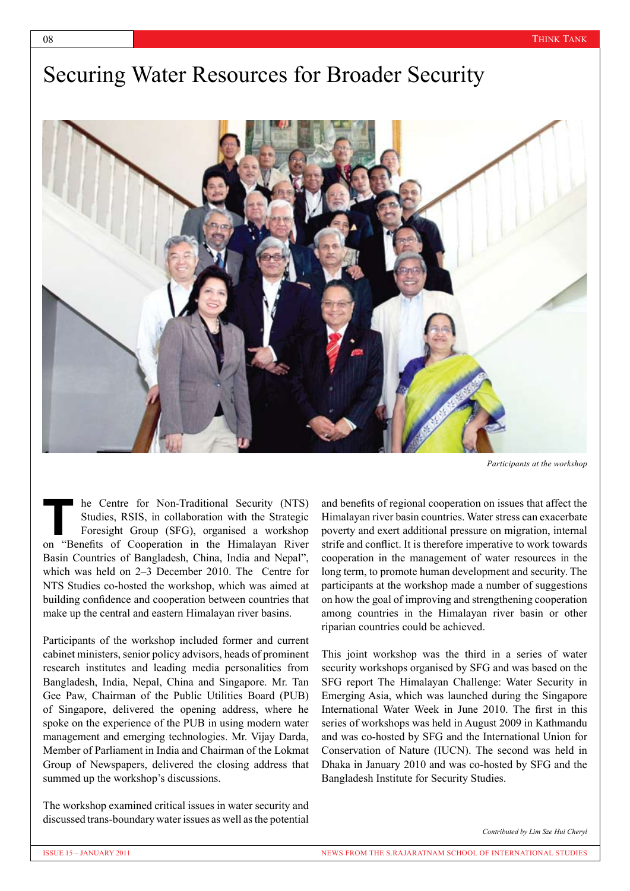# Securing Water Resources for Broader Security

*Participants at the workshop*

The Centre for Non-Traditional Security (NTS) Studies, RSIS, in collaboration with the Strategic Foresight Group (SFG), organised a workshop on "Benefits of Cooperation in the Himalayan River Basin Countries of Bangladesh, China, India and Nepal", which was held on 2–3 December 2010. The Centre for NTS Studies co-hosted the workshop, which was aimed at building confidence and cooperation between countries that make up the central and eastern Himalayan river basins.

Participants of the workshop included former and current cabinet ministers, senior policy advisors, heads of prominent research institutes and leading media personalities from Bangladesh, India, Nepal, China and Singapore. Mr. Tan Gee Paw, Chairman of the Public Utilities Board (PUB) of Singapore, delivered the opening address, where he spoke on the experience of the PUB in using modern water management and emerging technologies. Mr. Vijay Darda, Member of Parliament in India and Chairman of the Lokmat Group of Newspapers, delivered the closing address that summed up the workshop's discussions.

The workshop examined critical issues in water security and discussed trans-boundary water issues as well as the potential and benefits of regional cooperation on issues that affect the Himalayan river basin countries. Water stress can exacerbate poverty and exert additional pressure on migration, internal strife and conflict. It is therefore imperative to work towards cooperation in the management of water resources in the long term, to promote human development and security. The participants at the workshop made a number of suggestions on how the goal of improving and strengthening cooperation among countries in the Himalayan river basin or other riparian countries could be achieved.

This joint workshop was the third in a series of water security workshops organised by SFG and was based on the SFG report The Himalayan Challenge: Water Security in Emerging Asia, which was launched during the Singapore International Water Week in June 2010. The first in this series of workshops was held in August 2009 in Kathmandu and was co-hosted by SFG and the International Union for Conservation of Nature (IUCN). The second was held in Dhaka in January 2010 and was co-hosted by SFG and the Bangladesh Institute for Security Studies.

*Contributed by Lim Sze Hui Cheryl*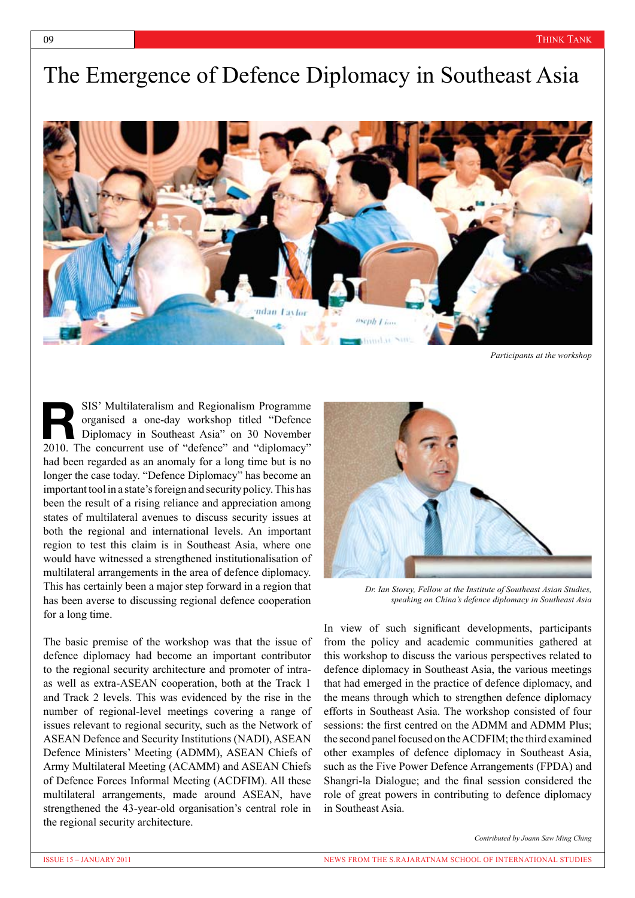# The Emergence of Defence Diplomacy in Southeast Asia

*Participants at the workshop*

RSIS' Multilateralism and Regionalism Programme organised a one-day workshop titled "Defence Diplomacy in Southeast Asia" on 30 November 2010. The concurrent use of "defence" and "diplomacy" had been regarded as an anomaly for a long time but is no longer the case today. "Defence Diplomacy" has become an important tool in a state's foreign and security policy. This has been the result of a rising reliance and appreciation among states of multilateral avenues to discuss security issues at both the regional and international levels. An important region to test this claim is in Southeast Asia, where one would have witnessed a strengthened institutionalisation of multilateral arrangements in the area of defence diplomacy. This has certainly been a major step forward in a region that has been averse to discussing regional defence cooperation for a long time.

The basic premise of the workshop was that the issue of defence diplomacy had become an important contributor to the regional security architecture and promoter of intra- as well as extra-ASEAN cooperation, both at the Track 1 and Track 2 levels. This was evidenced by the rise in the number of regional-level meetings covering a range of issues relevant to regional security, such as the Network of ASEAN Defence and Security Institutions (NADI), ASEAN Defence Ministers' Meeting (ADMM), ASEAN Chiefs of Army Multilateral Meeting (ACAMM) and ASEAN Chiefs of Defence Forces Informal Meeting (ACDFIM). All these multilateral arrangements, made around ASEAN, have strengthened the 43-year-old organisation's central role in the regional security architecture.

*Dr. Ian Storey, Fellow at the Institute of Southeast Asian Studies, speaking on China's defence diplomacy in Southeast Asia*

In view of such significant developments, participants from the policy and academic communities gathered at this workshop to discuss the various perspectives related to defence diplomacy in Southeast Asia, the various meetings that had emerged in the practice of defence diplomacy, and the means through which to strengthen defence diplomacy efforts in Southeast Asia. The workshop consisted of four sessions: the first centred on the ADMM and ADMM Plus; the second panel focused on the ACDFIM; the third examined other examples of defence diplomacy in Southeast Asia, such as the Five Power Defence Arrangements (FPDA) and Shangri-la Dialogue; and the final session considered the role of great powers in contributing to defence diplomacy in Southeast Asia.

*Contributed by Joann Saw Ming Ching*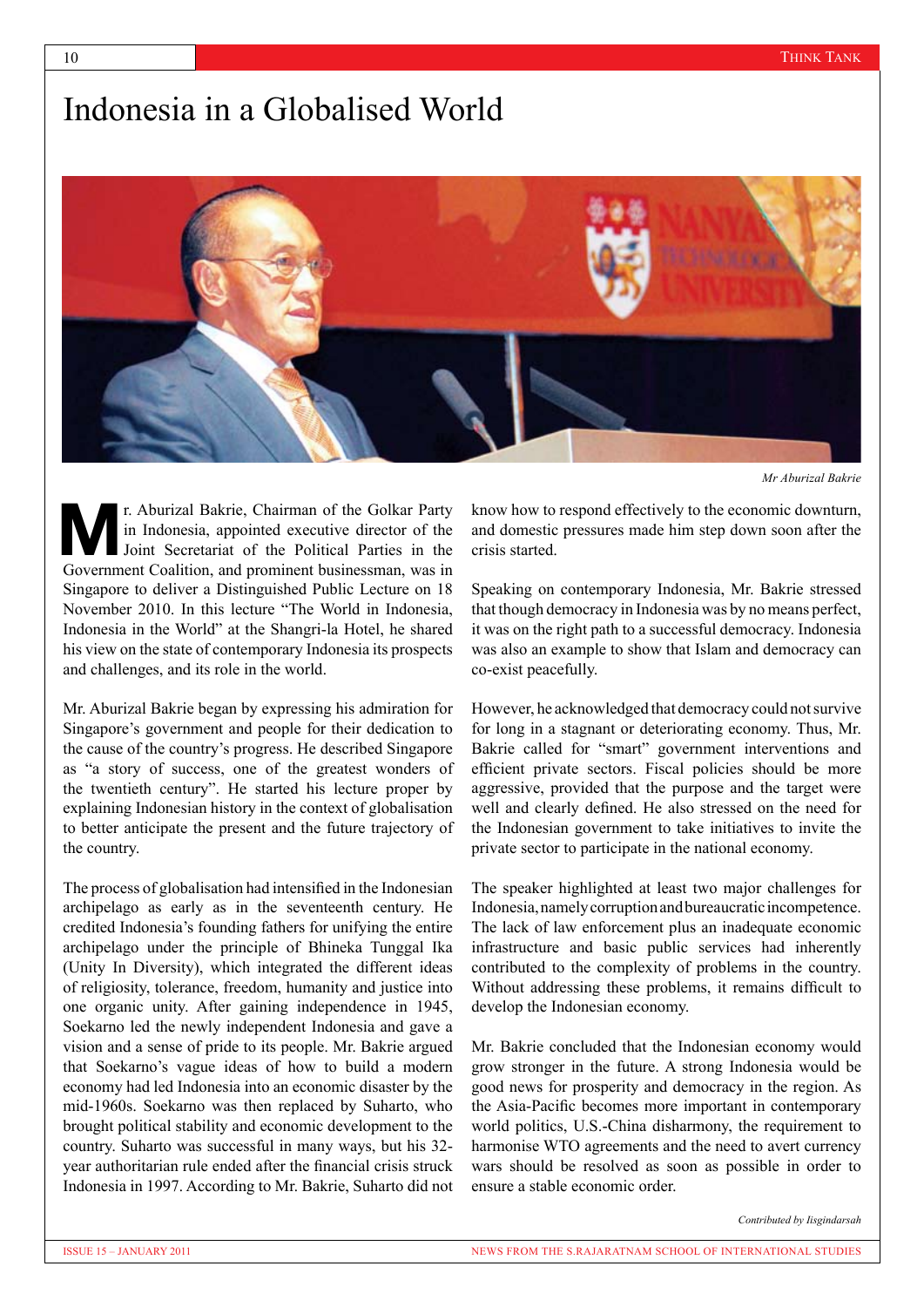# Indonesia in a Globalised World

*Mr Aburizal Bakrie*

Mr. Aburizal Bakrie, Chairman of the Golkar Party in Indonesia, appointed executive director of the Joint Secretariat of the Political Parties in the Government Coalition, and prominent businessman, was in Singapore to deliver a Distinguished Public Lecture on 18 November 2010. In this lecture "The World in Indonesia, Indonesia in the World" at the Shangri-la Hotel, he shared his view on the state of contemporary Indonesia its prospects and challenges, and its role in the world.

Mr. Aburizal Bakrie began by expressing his admiration for Singapore's government and people for their dedication to the cause of the country's progress. He described Singapore as "a story of success, one of the greatest wonders of the twentieth century". He started his lecture proper by explaining Indonesian history in the context of globalisation to better anticipate the present and the future trajectory of the country.

The process of globalisation had intensified in the Indonesian archipelago as early as in the seventeenth century. He credited Indonesia's founding fathers for unifying the entire archipelago under the principle of Bhineka Tunggal Ika (Unity In Diversity), which integrated the different ideas of religiosity, tolerance, freedom, humanity and justice into one organic unity. After gaining independence in 1945, Soekarno led the newly independent Indonesia and gave a vision and a sense of pride to its people. Mr. Bakrie argued that Soekarno's vague ideas of how to build a modern economy had led Indonesia into an economic disaster by the mid-1960s. Soekarno was then replaced by Suharto, who brought political stability and economic development to the country. Suharto was successful in many ways, but his 32-year authoritarian rule ended after the financial crisis struck Indonesia in 1997. According to Mr. Bakrie, Suharto did not know how to respond effectively to the economic downturn, and domestic pressures made him step down soon after the crisis started.

Speaking on contemporary Indonesia, Mr. Bakrie stressed that though democracy in Indonesia was by no means perfect, it was on the right path to a successful democracy. Indonesia was also an example to show that Islam and democracy can co-exist peacefully.

However, he acknowledged that democracy could not survive for long in a stagnant or deteriorating economy. Thus, Mr. Bakrie called for "smart" government interventions and efficient private sectors. Fiscal policies should be more aggressive, provided that the purpose and the target were well and clearly defined. He also stressed on the need for the Indonesian government to take initiatives to invite the private sector to participate in the national economy.

The speaker highlighted at least two major challenges for Indonesia, namely corruption and bureaucratic incompetence. The lack of law enforcement plus an inadequate economic infrastructure and basic public services had inherently contributed to the complexity of problems in the country. Without addressing these problems, it remains difficult to develop the Indonesian economy.

Mr. Bakrie concluded that the Indonesian economy would grow stronger in the future. A strong Indonesia would be good news for prosperity and democracy in the region. As the Asia-Pacific becomes more important in contemporary world politics, U.S.-China disharmony, the requirement to harmonise WTO agreements and the need to avert currency wars should be resolved as soon as possible in order to ensure a stable economic order.

*Contributed by Iisgindarsah*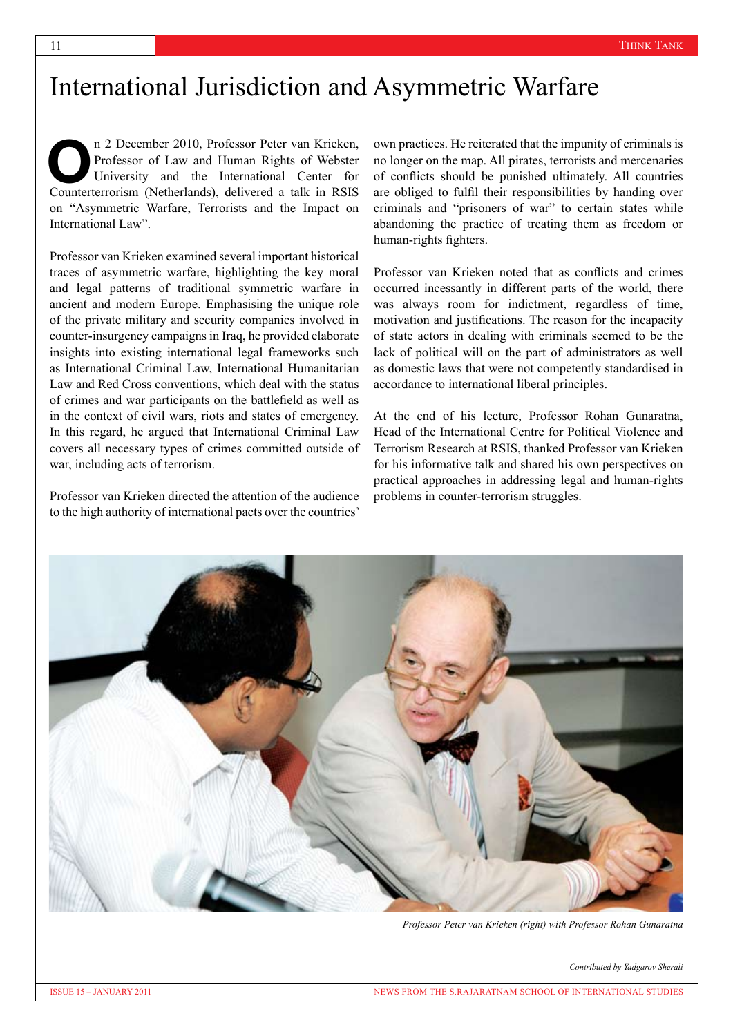# International Jurisdiction and Asymmetric Warfare

On 2 December 2010, Professor Peter van Krieken, Professor of Law and Human Rights of Webster University and the International Center for Counterterrorism (Netherlands), delivered a talk in RSIS on "Asymmetric Warfare, Terrorists and the Impact on International Law".

Professor van Krieken examined several important historical traces of asymmetric warfare, highlighting the key moral and legal patterns of traditional symmetric warfare in ancient and modern Europe. Emphasising the unique role of the private military and security companies involved in counter-insurgency campaigns in Iraq, he provided elaborate insights into existing international legal frameworks such as International Criminal Law, International Humanitarian Law and Red Cross conventions, which deal with the status of crimes and war participants on the battlefield as well as in the context of civil wars, riots and states of emergency. In this regard, he argued that International Criminal Law covers all necessary types of crimes committed outside of war, including acts of terrorism.

Professor van Krieken directed the attention of the audience to the high authority of international pacts over the countries' own practices. He reiterated that the impunity of criminals is no longer on the map. All pirates, terrorists and mercenaries of conflicts should be punished ultimately. All countries are obliged to fulfil their responsibilities by handing over criminals and "prisoners of war" to certain states while abandoning the practice of treating them as freedom or human-rights fighters.

Professor van Krieken noted that as conflicts and crimes occurred incessantly in different parts of the world, there was always room for indictment, regardless of time, motivation and justifications. The reason for the incapacity of state actors in dealing with criminals seemed to be the lack of political will on the part of administrators as well as domestic laws that were not competently standardised in accordance to international liberal principles.

At the end of his lecture, Professor Rohan Gunaratna, Head of the International Centre for Political Violence and Terrorism Research at RSIS, thanked Professor van Krieken for his informative talk and shared his own perspectives on practical approaches in addressing legal and human-rights problems in counter-terrorism struggles.

*Professor Peter van Krieken (right) with Professor Rohan Gunaratna*

*Contributed by Yadgarov Sherali*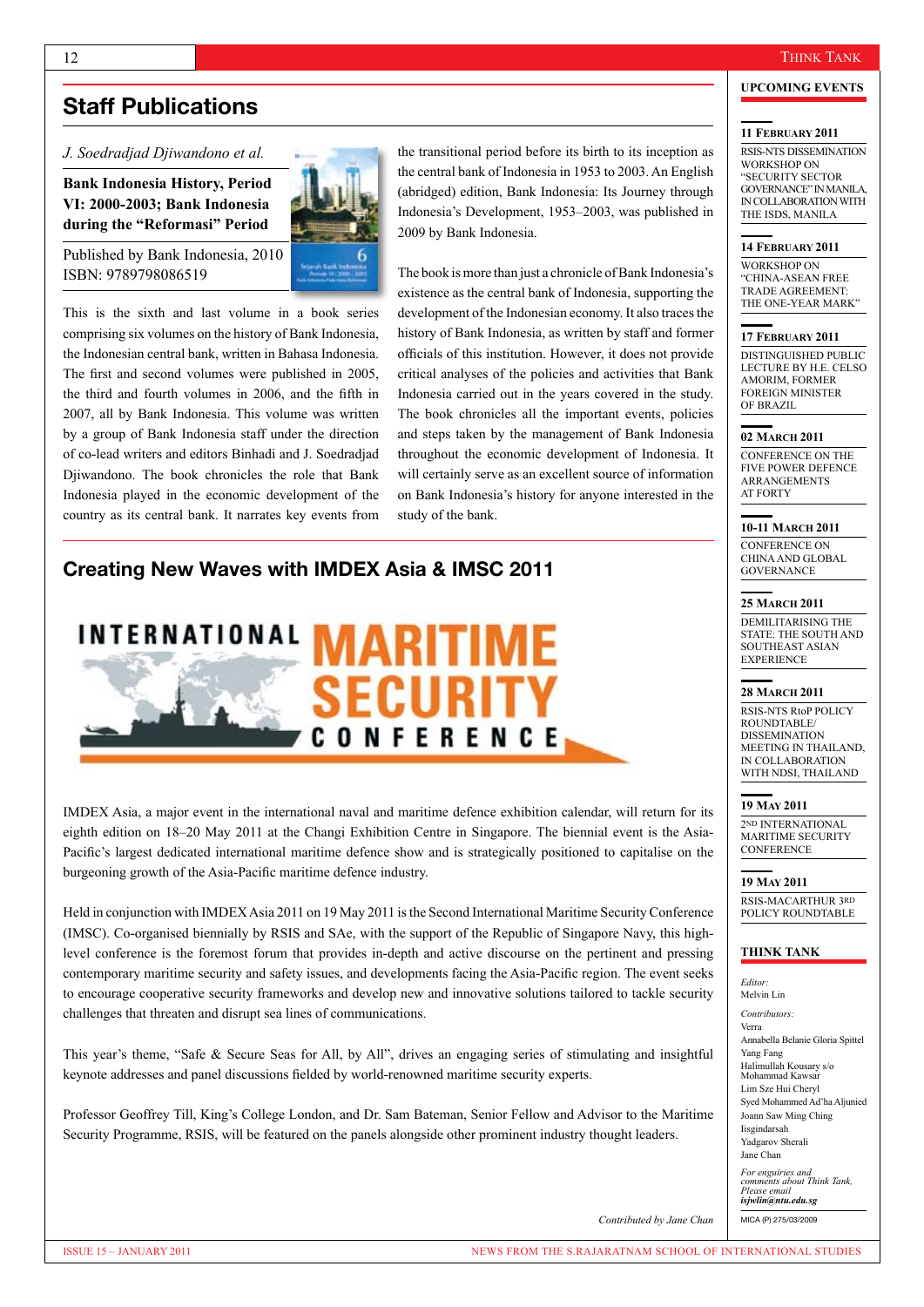## Staff Publications

*J. Soedradjad Djiwandono et al.*

**Bank Indonesia History, Period VI: 2000-2003; Bank Indonesia during the "Reformasi" Period**

Published by Bank Indonesia, 2010
ISBN: 9789798086519

This is the sixth and last volume in a book series comprising six volumes on the history of Bank Indonesia, the Indonesian central bank, written in Bahasa Indonesia. The first and second volumes were published in 2005, the third and fourth volumes in 2006, and the fifth in 2007, all by Bank Indonesia. This volume was written by a group of Bank Indonesia staff under the direction of co-lead writers and editors Binhadi and J. Soedradjad Djiwandono. The book chronicles the role that Bank Indonesia played in the economic development of the country as its central bank. It narrates key events from the transitional period before its birth to its inception as the central bank of Indonesia in 1953 to 2003. An English (abridged) edition, Bank Indonesia: Its Journey through Indonesia's Development, 1953–2003, was published in 2009 by Bank Indonesia.

The book is more than just a chronicle of Bank Indonesia's existence as the central bank of Indonesia, supporting the development of the Indonesian economy. It also traces the history of Bank Indonesia, as written by staff and former officials of this institution. However, it does not provide critical analyses of the policies and activities that Bank Indonesia carried out in the years covered in the study. The book chronicles all the important events, policies and steps taken by the management of Bank Indonesia throughout the economic development of Indonesia. It will certainly serve as an excellent source of information on Bank Indonesia's history for anyone interested in the study of the bank.

## Creating New Waves with IMDEX Asia & IMSC 2011

INTERNATIONAL MARITIME SECURITY CONFERENCE

IMDEX Asia, a major event in the international naval and maritime defence exhibition calendar, will return for its eighth edition on 18–20 May 2011 at the Changi Exhibition Centre in Singapore. The biennial event is the Asia-Pacific's largest dedicated international maritime defence show and is strategically positioned to capitalise on the burgeoning growth of the Asia-Pacific maritime defence industry.

Held in conjunction with IMDEX Asia 2011 on 19 May 2011 is the Second International Maritime Security Conference (IMSC). Co-organised biennially by RSIS and SAe, with the support of the Republic of Singapore Navy, this high-level conference is the foremost forum that provides in-depth and active discourse on the pertinent and pressing contemporary maritime security and safety issues, and developments facing the Asia-Pacific region. The event seeks to encourage cooperative security frameworks and develop new and innovative solutions tailored to tackle security challenges that threaten and disrupt sea lines of communications.

This year's theme, "Safe & Secure Seas for All, by All", drives an engaging series of stimulating and insightful keynote addresses and panel discussions fielded by world-renowned maritime security experts.

Professor Geoffrey Till, King's College London, and Dr. Sam Bateman, Senior Fellow and Advisor to the Maritime Security Programme, RSIS, will be featured on the panels alongside other prominent industry thought leaders.

*Contributed by Jane Chan*

### UPCOMING EVENTS

**11 February 2011**
RSIS-NTS DISSEMINATION WORKSHOP ON "SECURITY SECTOR GOVERNANCE" IN MANILA, IN COLLABORATION WITH THE ISDS, MANILA

**14 February 2011**
WORKSHOP ON "CHINA-ASEAN FREE TRADE AGREEMENT: THE ONE-YEAR MARK"

**17 February 2011**
DISTINGUISHED PUBLIC LECTURE BY H.E. CELSO AMORIM, FORMER FOREIGN MINISTER OF BRAZIL

**02 March 2011**
CONFERENCE ON THE FIVE POWER DEFENCE ARRANGEMENTS AT FORTY

**10-11 March 2011**
CONFERENCE ON CHINA AND GLOBAL GOVERNANCE

**25 March 2011**
DEMILITARISING THE STATE: THE SOUTH AND SOUTHEAST ASIAN EXPERIENCE

**28 March 2011**
RSIS-NTS RtoP POLICY ROUNDTABLE/ DISSEMINATION MEETING IN THAILAND, IN COLLABORATION WITH NDSI, THAILAND

**19 May 2011**
2ND INTERNATIONAL MARITIME SECURITY CONFERENCE

**19 May 2011**
RSIS-MACARTHUR 3RD POLICY ROUNDTABLE

### THINK TANK

*Editor:*
Melvin Lin

*Contributors:*
Verra
Annabella Belanie Gloria Spittel
Yang Fang
Halimullah Kousary s/o Mohammad Kawsar
Lim Sze Hui Cheryl
Syed Mohammed Ad'ha Aljunied
Joann Saw Ming Ching
Iisgindarsah
Yadgarov Sherali
Jane Chan

*For enquiries and comments about Think Tank, Please email* ***isjwlin@ntu.edu.sg***

MICA (P) 275/03/2009